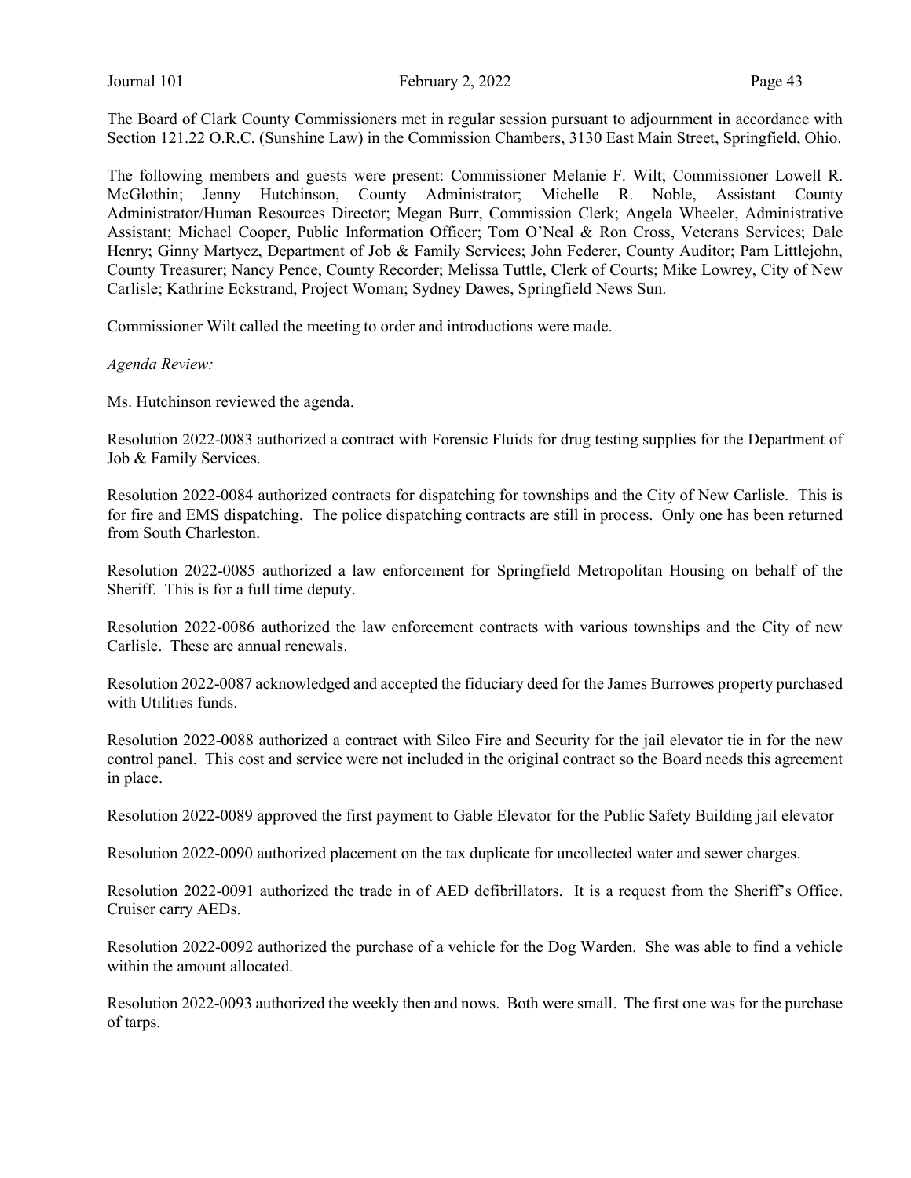The Board of Clark County Commissioners met in regular session pursuant to adjournment in accordance with Section 121.22 O.R.C. (Sunshine Law) in the Commission Chambers, 3130 East Main Street, Springfield, Ohio.

The following members and guests were present: Commissioner Melanie F. Wilt; Commissioner Lowell R. McGlothin; Jenny Hutchinson, County Administrator; Michelle R. Noble, Assistant County Administrator/Human Resources Director; Megan Burr, Commission Clerk; Angela Wheeler, Administrative Assistant; Michael Cooper, Public Information Officer; Tom O'Neal & Ron Cross, Veterans Services; Dale Henry; Ginny Martycz, Department of Job & Family Services; John Federer, County Auditor; Pam Littlejohn, County Treasurer; Nancy Pence, County Recorder; Melissa Tuttle, Clerk of Courts; Mike Lowrey, City of New Carlisle; Kathrine Eckstrand, Project Woman; Sydney Dawes, Springfield News Sun.

Commissioner Wilt called the meeting to order and introductions were made.

*Agenda Review:*

Ms. Hutchinson reviewed the agenda.

Resolution 2022-0083 authorized a contract with Forensic Fluids for drug testing supplies for the Department of Job & Family Services.

Resolution 2022-0084 authorized contracts for dispatching for townships and the City of New Carlisle. This is for fire and EMS dispatching. The police dispatching contracts are still in process. Only one has been returned from South Charleston.

Resolution 2022-0085 authorized a law enforcement for Springfield Metropolitan Housing on behalf of the Sheriff. This is for a full time deputy.

Resolution 2022-0086 authorized the law enforcement contracts with various townships and the City of new Carlisle. These are annual renewals.

Resolution 2022-0087 acknowledged and accepted the fiduciary deed for the James Burrowes property purchased with Utilities funds.

Resolution 2022-0088 authorized a contract with Silco Fire and Security for the jail elevator tie in for the new control panel. This cost and service were not included in the original contract so the Board needs this agreement in place.

Resolution 2022-0089 approved the first payment to Gable Elevator for the Public Safety Building jail elevator

Resolution 2022-0090 authorized placement on the tax duplicate for uncollected water and sewer charges.

Resolution 2022-0091 authorized the trade in of AED defibrillators. It is a request from the Sheriff's Office. Cruiser carry AEDs.

Resolution 2022-0092 authorized the purchase of a vehicle for the Dog Warden. She was able to find a vehicle within the amount allocated.

Resolution 2022-0093 authorized the weekly then and nows. Both were small. The first one was for the purchase of tarps.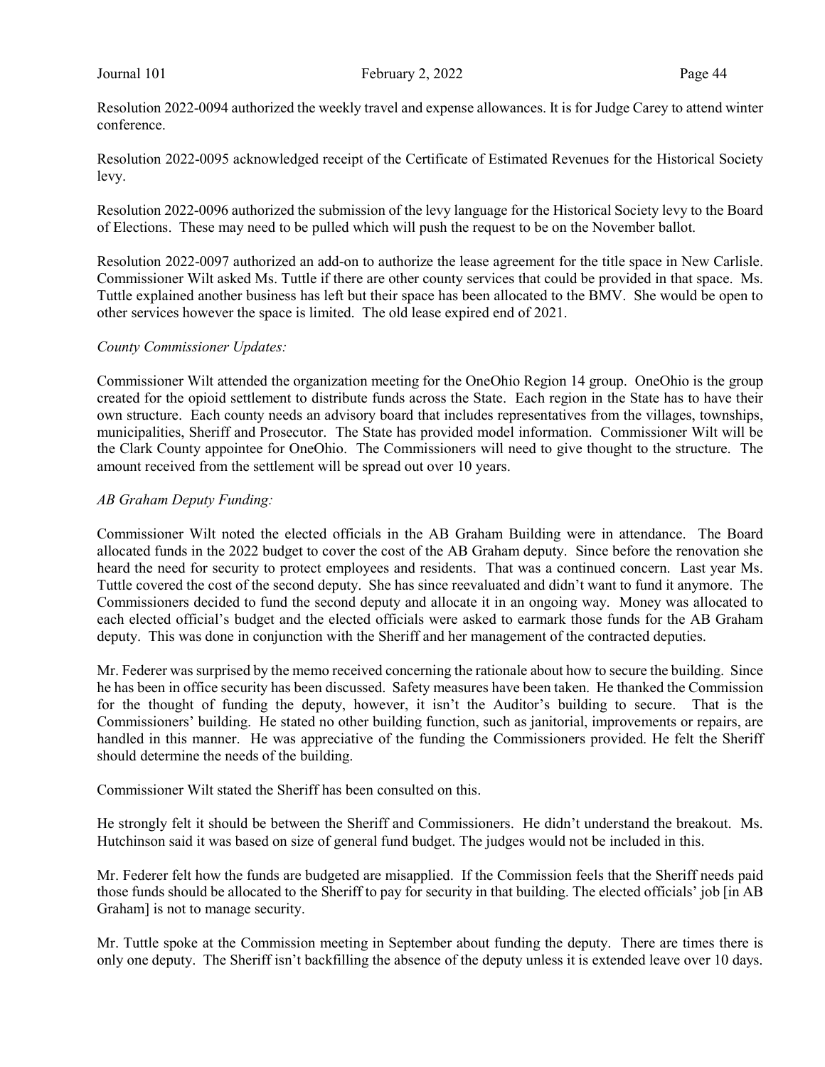Resolution 2022-0094 authorized the weekly travel and expense allowances. It is for Judge Carey to attend winter conference.

Resolution 2022-0095 acknowledged receipt of the Certificate of Estimated Revenues for the Historical Society levy.

Resolution 2022-0096 authorized the submission of the levy language for the Historical Society levy to the Board of Elections. These may need to be pulled which will push the request to be on the November ballot.

Resolution 2022-0097 authorized an add-on to authorize the lease agreement for the title space in New Carlisle. Commissioner Wilt asked Ms. Tuttle if there are other county services that could be provided in that space. Ms. Tuttle explained another business has left but their space has been allocated to the BMV. She would be open to other services however the space is limited. The old lease expired end of 2021.

*County Commissioner Updates:*

Commissioner Wilt attended the organization meeting for the OneOhio Region 14 group. OneOhio is the group created for the opioid settlement to distribute funds across the State. Each region in the State has to have their own structure. Each county needs an advisory board that includes representatives from the villages, townships, municipalities, Sheriff and Prosecutor. The State has provided model information. Commissioner Wilt will be the Clark County appointee for OneOhio. The Commissioners will need to give thought to the structure. The amount received from the settlement will be spread out over 10 years.

*AB Graham Deputy Funding:*

Commissioner Wilt noted the elected officials in the AB Graham Building were in attendance. The Board allocated funds in the 2022 budget to cover the cost of the AB Graham deputy. Since before the renovation she heard the need for security to protect employees and residents. That was a continued concern. Last year Ms. Tuttle covered the cost of the second deputy. She has since reevaluated and didn't want to fund it anymore. The Commissioners decided to fund the second deputy and allocate it in an ongoing way. Money was allocated to each elected official's budget and the elected officials were asked to earmark those funds for the AB Graham deputy. This was done in conjunction with the Sheriff and her management of the contracted deputies.

Mr. Federer was surprised by the memo received concerning the rationale about how to secure the building. Since he has been in office security has been discussed. Safety measures have been taken. He thanked the Commission for the thought of funding the deputy, however, it isn't the Auditor's building to secure. That is the Commissioners' building. He stated no other building function, such as janitorial, improvements or repairs, are handled in this manner. He was appreciative of the funding the Commissioners provided. He felt the Sheriff should determine the needs of the building.

Commissioner Wilt stated the Sheriff has been consulted on this.

He strongly felt it should be between the Sheriff and Commissioners. He didn't understand the breakout. Ms. Hutchinson said it was based on size of general fund budget. The judges would not be included in this.

Mr. Federer felt how the funds are budgeted are misapplied. If the Commission feels that the Sheriff needs paid those funds should be allocated to the Sheriff to pay for security in that building. The elected officials' job [in AB Graham] is not to manage security.

Mr. Tuttle spoke at the Commission meeting in September about funding the deputy. There are times there is only one deputy. The Sheriff isn't backfilling the absence of the deputy unless it is extended leave over 10 days.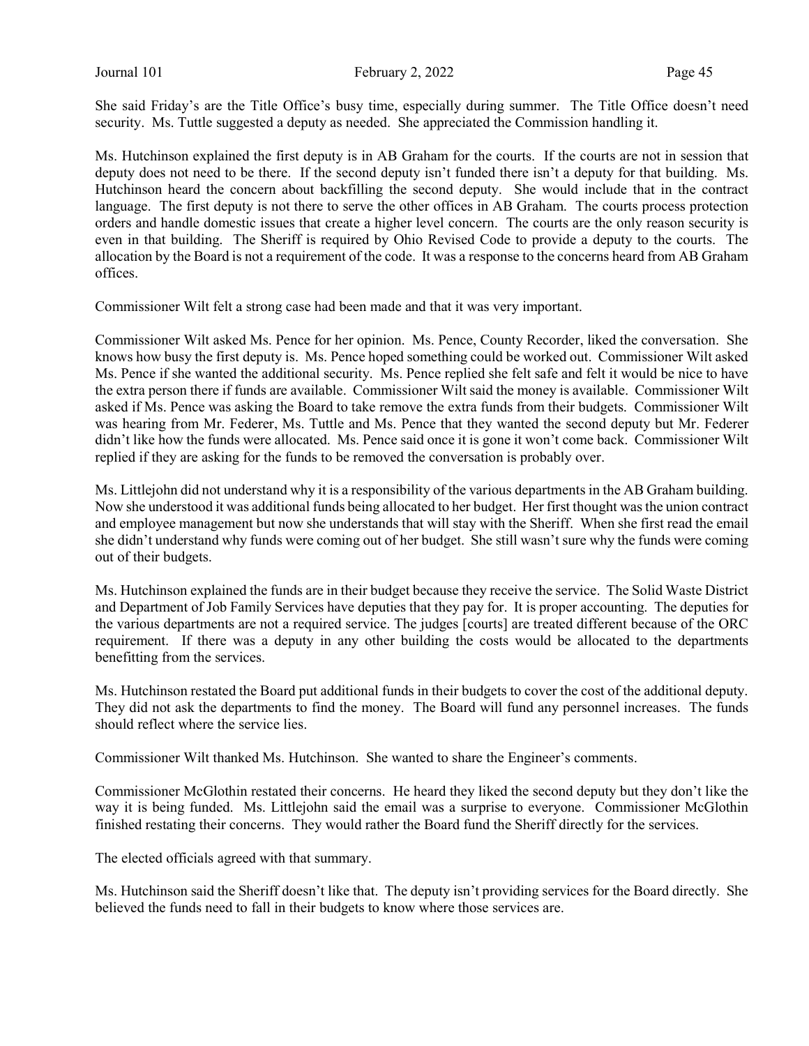She said Friday's are the Title Office's busy time, especially during summer. The Title Office doesn't need security. Ms. Tuttle suggested a deputy as needed. She appreciated the Commission handling it.

Ms. Hutchinson explained the first deputy is in AB Graham for the courts. If the courts are not in session that deputy does not need to be there. If the second deputy isn't funded there isn't a deputy for that building. Ms. Hutchinson heard the concern about backfilling the second deputy. She would include that in the contract language. The first deputy is not there to serve the other offices in AB Graham. The courts process protection orders and handle domestic issues that create a higher level concern. The courts are the only reason security is even in that building. The Sheriff is required by Ohio Revised Code to provide a deputy to the courts. The allocation by the Board is not a requirement of the code. It was a response to the concerns heard from AB Graham offices.

Commissioner Wilt felt a strong case had been made and that it was very important.

Commissioner Wilt asked Ms. Pence for her opinion. Ms. Pence, County Recorder, liked the conversation. She knows how busy the first deputy is. Ms. Pence hoped something could be worked out. Commissioner Wilt asked Ms. Pence if she wanted the additional security. Ms. Pence replied she felt safe and felt it would be nice to have the extra person there if funds are available. Commissioner Wilt said the money is available. Commissioner Wilt asked if Ms. Pence was asking the Board to take remove the extra funds from their budgets. Commissioner Wilt was hearing from Mr. Federer, Ms. Tuttle and Ms. Pence that they wanted the second deputy but Mr. Federer didn't like how the funds were allocated. Ms. Pence said once it is gone it won't come back. Commissioner Wilt replied if they are asking for the funds to be removed the conversation is probably over.

Ms. Littlejohn did not understand why it is a responsibility of the various departments in the AB Graham building. Now she understood it was additional funds being allocated to her budget. Her first thought was the union contract and employee management but now she understands that will stay with the Sheriff. When she first read the email she didn't understand why funds were coming out of her budget. She still wasn't sure why the funds were coming out of their budgets.

Ms. Hutchinson explained the funds are in their budget because they receive the service. The Solid Waste District and Department of Job Family Services have deputies that they pay for. It is proper accounting. The deputies for the various departments are not a required service. The judges [courts] are treated different because of the ORC requirement. If there was a deputy in any other building the costs would be allocated to the departments benefitting from the services.

Ms. Hutchinson restated the Board put additional funds in their budgets to cover the cost of the additional deputy. They did not ask the departments to find the money. The Board will fund any personnel increases. The funds should reflect where the service lies.

Commissioner Wilt thanked Ms. Hutchinson. She wanted to share the Engineer's comments.

Commissioner McGlothin restated their concerns. He heard they liked the second deputy but they don't like the way it is being funded. Ms. Littlejohn said the email was a surprise to everyone. Commissioner McGlothin finished restating their concerns. They would rather the Board fund the Sheriff directly for the services.

The elected officials agreed with that summary.

Ms. Hutchinson said the Sheriff doesn't like that. The deputy isn't providing services for the Board directly. She believed the funds need to fall in their budgets to know where those services are.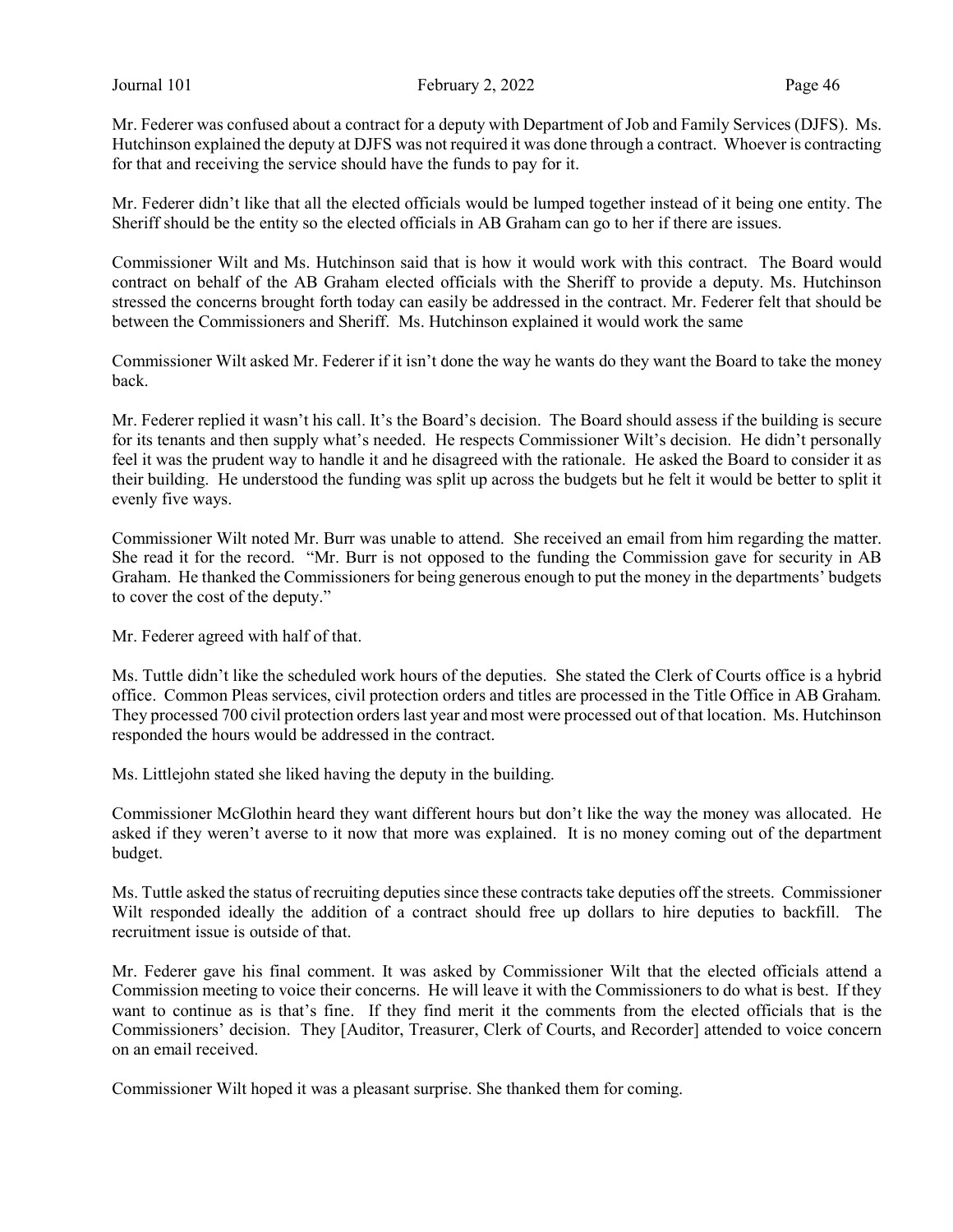Mr. Federer was confused about a contract for a deputy with Department of Job and Family Services (DJFS). Ms. Hutchinson explained the deputy at DJFS was not required it was done through a contract. Whoever is contracting for that and receiving the service should have the funds to pay for it.

Mr. Federer didn't like that all the elected officials would be lumped together instead of it being one entity. The Sheriff should be the entity so the elected officials in AB Graham can go to her if there are issues.

Commissioner Wilt and Ms. Hutchinson said that is how it would work with this contract. The Board would contract on behalf of the AB Graham elected officials with the Sheriff to provide a deputy. Ms. Hutchinson stressed the concerns brought forth today can easily be addressed in the contract. Mr. Federer felt that should be between the Commissioners and Sheriff. Ms. Hutchinson explained it would work the same

Commissioner Wilt asked Mr. Federer if it isn't done the way he wants do they want the Board to take the money back.

Mr. Federer replied it wasn't his call. It's the Board's decision. The Board should assess if the building is secure for its tenants and then supply what's needed. He respects Commissioner Wilt's decision. He didn't personally feel it was the prudent way to handle it and he disagreed with the rationale. He asked the Board to consider it as their building. He understood the funding was split up across the budgets but he felt it would be better to split it evenly five ways.

Commissioner Wilt noted Mr. Burr was unable to attend. She received an email from him regarding the matter. She read it for the record. "Mr. Burr is not opposed to the funding the Commission gave for security in AB Graham. He thanked the Commissioners for being generous enough to put the money in the departments' budgets to cover the cost of the deputy."

Mr. Federer agreed with half of that.

Ms. Tuttle didn't like the scheduled work hours of the deputies. She stated the Clerk of Courts office is a hybrid office. Common Pleas services, civil protection orders and titles are processed in the Title Office in AB Graham. They processed 700 civil protection orders last year and most were processed out of that location. Ms. Hutchinson responded the hours would be addressed in the contract.

Ms. Littlejohn stated she liked having the deputy in the building.

Commissioner McGlothin heard they want different hours but don't like the way the money was allocated. He asked if they weren't averse to it now that more was explained. It is no money coming out of the department budget.

Ms. Tuttle asked the status of recruiting deputies since these contracts take deputies off the streets. Commissioner Wilt responded ideally the addition of a contract should free up dollars to hire deputies to backfill. The recruitment issue is outside of that.

Mr. Federer gave his final comment. It was asked by Commissioner Wilt that the elected officials attend a Commission meeting to voice their concerns. He will leave it with the Commissioners to do what is best. If they want to continue as is that's fine. If they find merit it the comments from the elected officials that is the Commissioners' decision. They [Auditor, Treasurer, Clerk of Courts, and Recorder] attended to voice concern on an email received.

Commissioner Wilt hoped it was a pleasant surprise. She thanked them for coming.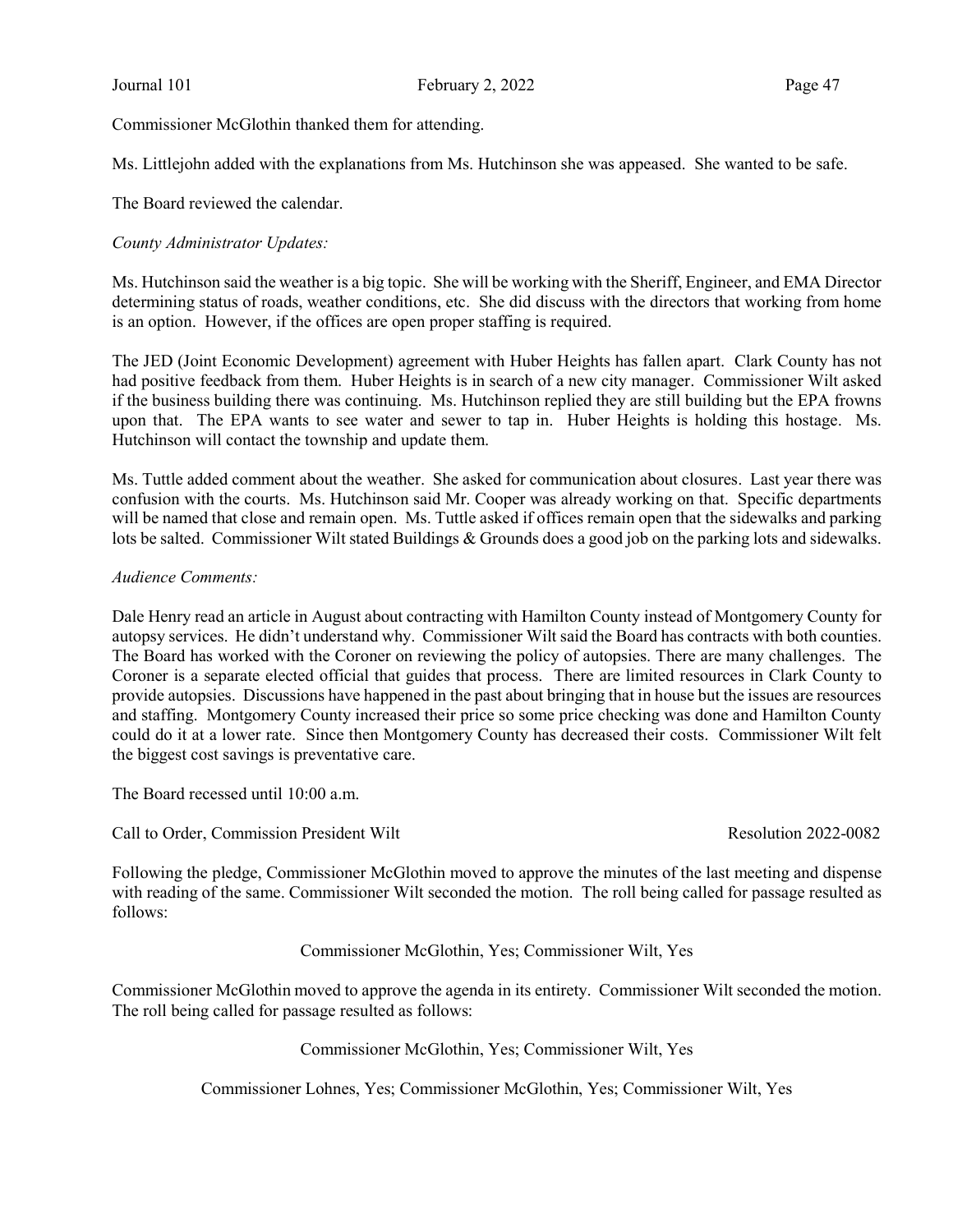Commissioner McGlothin thanked them for attending.

Ms. Littlejohn added with the explanations from Ms. Hutchinson she was appeased. She wanted to be safe.

The Board reviewed the calendar.

*County Administrator Updates:*

Ms. Hutchinson said the weather is a big topic. She will be working with the Sheriff, Engineer, and EMA Director determining status of roads, weather conditions, etc. She did discuss with the directors that working from home is an option. However, if the offices are open proper staffing is required.

The JED (Joint Economic Development) agreement with Huber Heights has fallen apart. Clark County has not had positive feedback from them. Huber Heights is in search of a new city manager. Commissioner Wilt asked if the business building there was continuing. Ms. Hutchinson replied they are still building but the EPA frowns upon that. The EPA wants to see water and sewer to tap in. Huber Heights is holding this hostage. Ms. Hutchinson will contact the township and update them.

Ms. Tuttle added comment about the weather. She asked for communication about closures. Last year there was confusion with the courts. Ms. Hutchinson said Mr. Cooper was already working on that. Specific departments will be named that close and remain open. Ms. Tuttle asked if offices remain open that the sidewalks and parking lots be salted. Commissioner Wilt stated Buildings & Grounds does a good job on the parking lots and sidewalks.

*Audience Comments:*

Dale Henry read an article in August about contracting with Hamilton County instead of Montgomery County for autopsy services. He didn't understand why. Commissioner Wilt said the Board has contracts with both counties. The Board has worked with the Coroner on reviewing the policy of autopsies. There are many challenges. The Coroner is a separate elected official that guides that process. There are limited resources in Clark County to provide autopsies. Discussions have happened in the past about bringing that in house but the issues are resources and staffing. Montgomery County increased their price so some price checking was done and Hamilton County could do it at a lower rate. Since then Montgomery County has decreased their costs. Commissioner Wilt felt the biggest cost savings is preventative care.

The Board recessed until 10:00 a.m.

Call to Order, Commission President Wilt — Resolution 2022-0082

Following the pledge, Commissioner McGlothin moved to approve the minutes of the last meeting and dispense with reading of the same. Commissioner Wilt seconded the motion. The roll being called for passage resulted as follows:

Commissioner McGlothin, Yes; Commissioner Wilt, Yes

Commissioner McGlothin moved to approve the agenda in its entirety. Commissioner Wilt seconded the motion. The roll being called for passage resulted as follows:

Commissioner McGlothin, Yes; Commissioner Wilt, Yes

Commissioner Lohnes, Yes; Commissioner McGlothin, Yes; Commissioner Wilt, Yes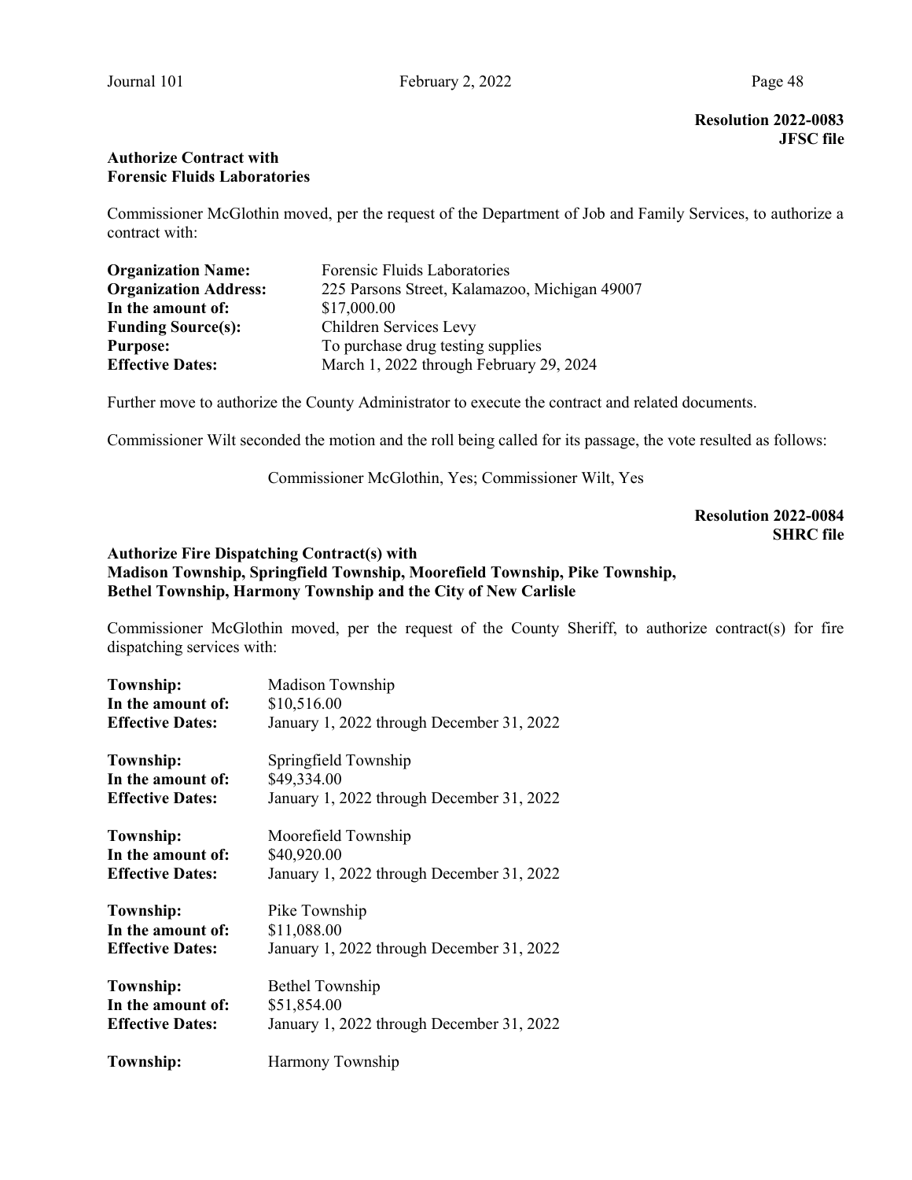**Resolution 2022-0083**
**JFSC file**

**Authorize Contract with**
**Forensic Fluids Laboratories**

Commissioner McGlothin moved, per the request of the Department of Job and Family Services, to authorize a contract with:

**Organization Name:** Forensic Fluids Laboratories
**Organization Address:** 225 Parsons Street, Kalamazoo, Michigan 49007
**In the amount of:** $17,000.00
**Funding Source(s):** Children Services Levy
**Purpose:** To purchase drug testing supplies
**Effective Dates:** March 1, 2022 through February 29, 2024

Further move to authorize the County Administrator to execute the contract and related documents.

Commissioner Wilt seconded the motion and the roll being called for its passage, the vote resulted as follows:

Commissioner McGlothin, Yes; Commissioner Wilt, Yes

**Resolution 2022-0084**
**SHRC file**

**Authorize Fire Dispatching Contract(s) with**
**Madison Township, Springfield Township, Moorefield Township, Pike Township,**
**Bethel Township, Harmony Township and the City of New Carlisle**

Commissioner McGlothin moved, per the request of the County Sheriff, to authorize contract(s) for fire dispatching services with:

**Township:** Madison Township
**In the amount of:** $10,516.00
**Effective Dates:** January 1, 2022 through December 31, 2022

**Township:** Springfield Township
**In the amount of:** $49,334.00
**Effective Dates:** January 1, 2022 through December 31, 2022

**Township:** Moorefield Township
**In the amount of:** $40,920.00
**Effective Dates:** January 1, 2022 through December 31, 2022

**Township:** Pike Township
**In the amount of:** $11,088.00
**Effective Dates:** January 1, 2022 through December 31, 2022

**Township:** Bethel Township
**In the amount of:** $51,854.00
**Effective Dates:** January 1, 2022 through December 31, 2022

**Township:** Harmony Township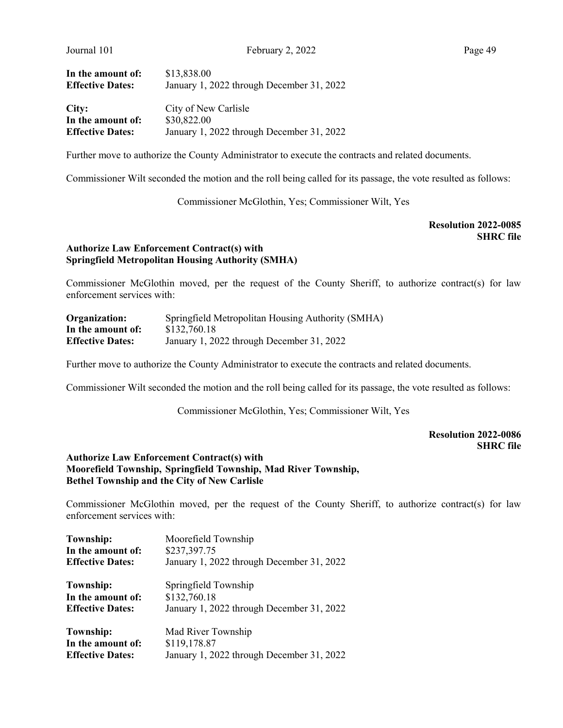| | |
|---|---|
| **In the amount of:** | $13,838.00 |
| **Effective Dates:** | January 1, 2022 through December 31, 2022 |

| | |
|---|---|
| **City:** | City of New Carlisle |
| **In the amount of:** | $30,822.00 |
| **Effective Dates:** | January 1, 2022 through December 31, 2022 |

Further move to authorize the County Administrator to execute the contracts and related documents.

Commissioner Wilt seconded the motion and the roll being called for its passage, the vote resulted as follows:

Commissioner McGlothin, Yes; Commissioner Wilt, Yes

**Resolution 2022-0085**
**SHRC file**

**Authorize Law Enforcement Contract(s) with Springfield Metropolitan Housing Authority (SMHA)**

Commissioner McGlothin moved, per the request of the County Sheriff, to authorize contract(s) for law enforcement services with:

| | |
|---|---|
| **Organization:** | Springfield Metropolitan Housing Authority (SMHA) |
| **In the amount of:** | $132,760.18 |
| **Effective Dates:** | January 1, 2022 through December 31, 2022 |

Further move to authorize the County Administrator to execute the contracts and related documents.

Commissioner Wilt seconded the motion and the roll being called for its passage, the vote resulted as follows:

Commissioner McGlothin, Yes; Commissioner Wilt, Yes

**Resolution 2022-0086**
**SHRC file**

**Authorize Law Enforcement Contract(s) with Moorefield Township, Springfield Township, Mad River Township, Bethel Township and the City of New Carlisle**

Commissioner McGlothin moved, per the request of the County Sheriff, to authorize contract(s) for law enforcement services with:

| | |
|---|---|
| **Township:** | Moorefield Township |
| **In the amount of:** | $237,397.75 |
| **Effective Dates:** | January 1, 2022 through December 31, 2022 |

| | |
|---|---|
| **Township:** | Springfield Township |
| **In the amount of:** | $132,760.18 |
| **Effective Dates:** | January 1, 2022 through December 31, 2022 |

| | |
|---|---|
| **Township:** | Mad River Township |
| **In the amount of:** | $119,178.87 |
| **Effective Dates:** | January 1, 2022 through December 31, 2022 |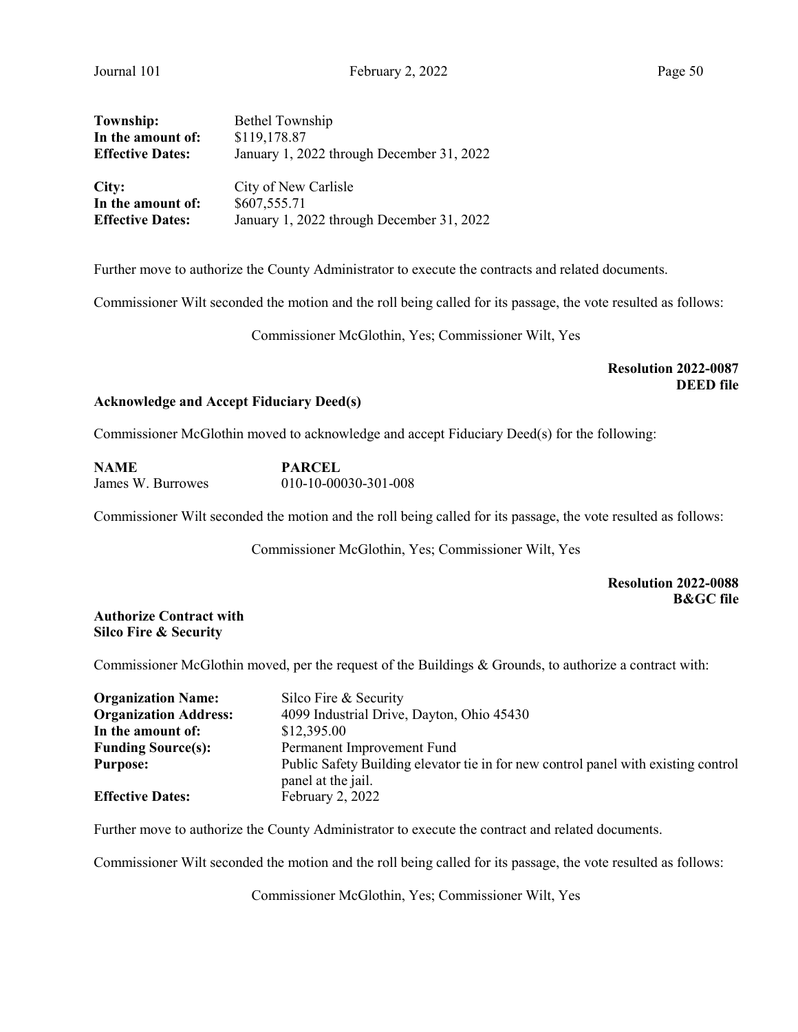**Township:** Bethel Township
**In the amount of:** $119,178.87
**Effective Dates:** January 1, 2022 through December 31, 2022

**City:** City of New Carlisle
**In the amount of:** $607,555.71
**Effective Dates:** January 1, 2022 through December 31, 2022

Further move to authorize the County Administrator to execute the contracts and related documents.

Commissioner Wilt seconded the motion and the roll being called for its passage, the vote resulted as follows:

Commissioner McGlothin, Yes; Commissioner Wilt, Yes

**Resolution 2022-0087**
**DEED file**

**Acknowledge and Accept Fiduciary Deed(s)**

Commissioner McGlothin moved to acknowledge and accept Fiduciary Deed(s) for the following:

| NAME | PARCEL |
|---|---|
| James W. Burrowes | 010-10-00030-301-008 |

Commissioner Wilt seconded the motion and the roll being called for its passage, the vote resulted as follows:

Commissioner McGlothin, Yes; Commissioner Wilt, Yes

**Resolution 2022-0088**
**B&GC file**

**Authorize Contract with Silco Fire & Security**

Commissioner McGlothin moved, per the request of the Buildings & Grounds, to authorize a contract with:

**Organization Name:** Silco Fire & Security
**Organization Address:** 4099 Industrial Drive, Dayton, Ohio 45430
**In the amount of:** $12,395.00
**Funding Source(s):** Permanent Improvement Fund
**Purpose:** Public Safety Building elevator tie in for new control panel with existing control panel at the jail.
**Effective Dates:** February 2, 2022

Further move to authorize the County Administrator to execute the contract and related documents.

Commissioner Wilt seconded the motion and the roll being called for its passage, the vote resulted as follows:

Commissioner McGlothin, Yes; Commissioner Wilt, Yes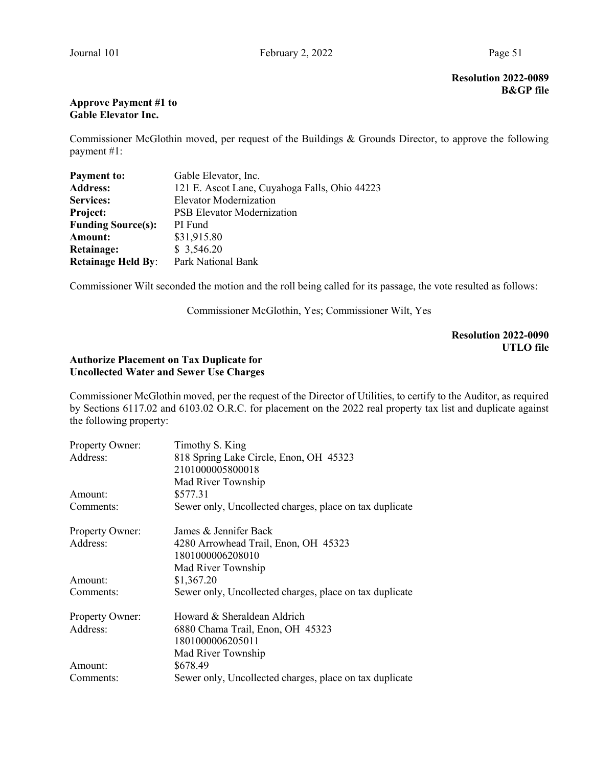**Resolution 2022-0089**
**B&GP file**

**Approve Payment #1 to Gable Elevator Inc.**

Commissioner McGlothin moved, per request of the Buildings & Grounds Director, to approve the following payment #1:

| | |
|---|---|
| **Payment to:** | Gable Elevator, Inc. |
| **Address:** | 121 E. Ascot Lane, Cuyahoga Falls, Ohio 44223 |
| **Services:** | Elevator Modernization |
| **Project:** | PSB Elevator Modernization |
| **Funding Source(s):** | PI Fund |
| **Amount:** | $31,915.80 |
| **Retainage:** | $ 3,546.20 |
| **Retainage Held By**: | Park National Bank |

Commissioner Wilt seconded the motion and the roll being called for its passage, the vote resulted as follows:

Commissioner McGlothin, Yes; Commissioner Wilt, Yes

**Resolution 2022-0090**
**UTLO file**

**Authorize Placement on Tax Duplicate for Uncollected Water and Sewer Use Charges**

Commissioner McGlothin moved, per the request of the Director of Utilities, to certify to the Auditor, as required by Sections 6117.02 and 6103.02 O.R.C. for placement on the 2022 real property tax list and duplicate against the following property:

| | |
|---|---|
| Property Owner: | Timothy S. King |
| Address: | 818 Spring Lake Circle, Enon, OH 45323<br>2101000005800018<br>Mad River Township |
| Amount: | $577.31 |
| Comments: | Sewer only, Uncollected charges, place on tax duplicate |

| | |
|---|---|
| Property Owner: | James & Jennifer Back |
| Address: | 4280 Arrowhead Trail, Enon, OH 45323<br>1801000006208010<br>Mad River Township |
| Amount: | $1,367.20 |
| Comments: | Sewer only, Uncollected charges, place on tax duplicate |

| | |
|---|---|
| Property Owner: | Howard & Sheraldean Aldrich |
| Address: | 6880 Chama Trail, Enon, OH 45323<br>1801000006205011<br>Mad River Township |
| Amount: | $678.49 |
| Comments: | Sewer only, Uncollected charges, place on tax duplicate |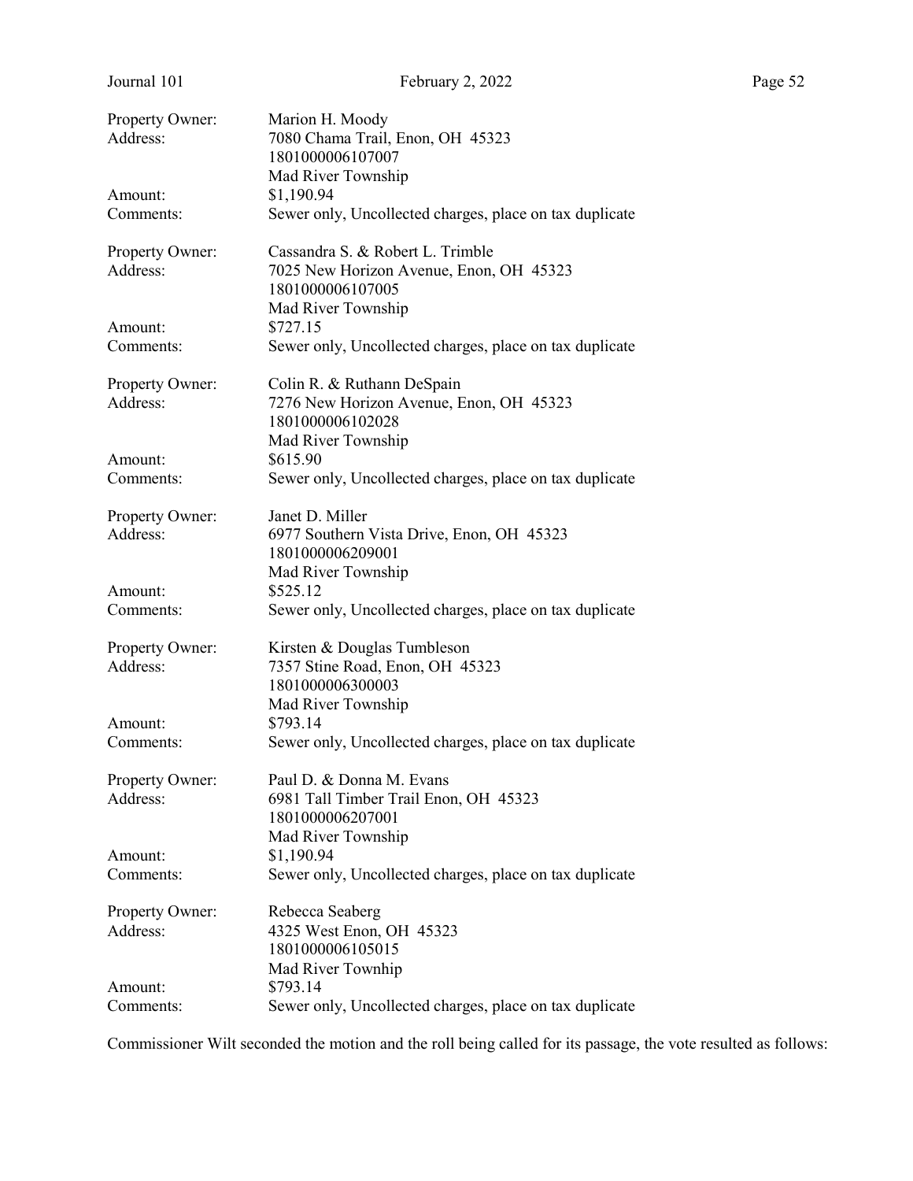Property Owner: Marion H. Moody
Address: 7080 Chama Trail, Enon, OH 45323
1801000006107007
Mad River Township
Amount: $1,190.94
Comments: Sewer only, Uncollected charges, place on tax duplicate

Property Owner: Cassandra S. & Robert L. Trimble
Address: 7025 New Horizon Avenue, Enon, OH 45323
1801000006107005
Mad River Township
Amount: $727.15
Comments: Sewer only, Uncollected charges, place on tax duplicate

Property Owner: Colin R. & Ruthann DeSpain
Address: 7276 New Horizon Avenue, Enon, OH 45323
1801000006102028
Mad River Township
Amount: $615.90
Comments: Sewer only, Uncollected charges, place on tax duplicate

Property Owner: Janet D. Miller
Address: 6977 Southern Vista Drive, Enon, OH 45323
1801000006209001
Mad River Township
Amount: $525.12
Comments: Sewer only, Uncollected charges, place on tax duplicate

Property Owner: Kirsten & Douglas Tumbleson
Address: 7357 Stine Road, Enon, OH 45323
1801000006300003
Mad River Township
Amount: $793.14
Comments: Sewer only, Uncollected charges, place on tax duplicate

Property Owner: Paul D. & Donna M. Evans
Address: 6981 Tall Timber Trail Enon, OH 45323
1801000006207001
Mad River Township
Amount: $1,190.94
Comments: Sewer only, Uncollected charges, place on tax duplicate

Property Owner: Rebecca Seaberg
Address: 4325 West Enon, OH 45323
1801000006105015
Mad River Townhip
Amount: $793.14
Comments: Sewer only, Uncollected charges, place on tax duplicate

Commissioner Wilt seconded the motion and the roll being called for its passage, the vote resulted as follows: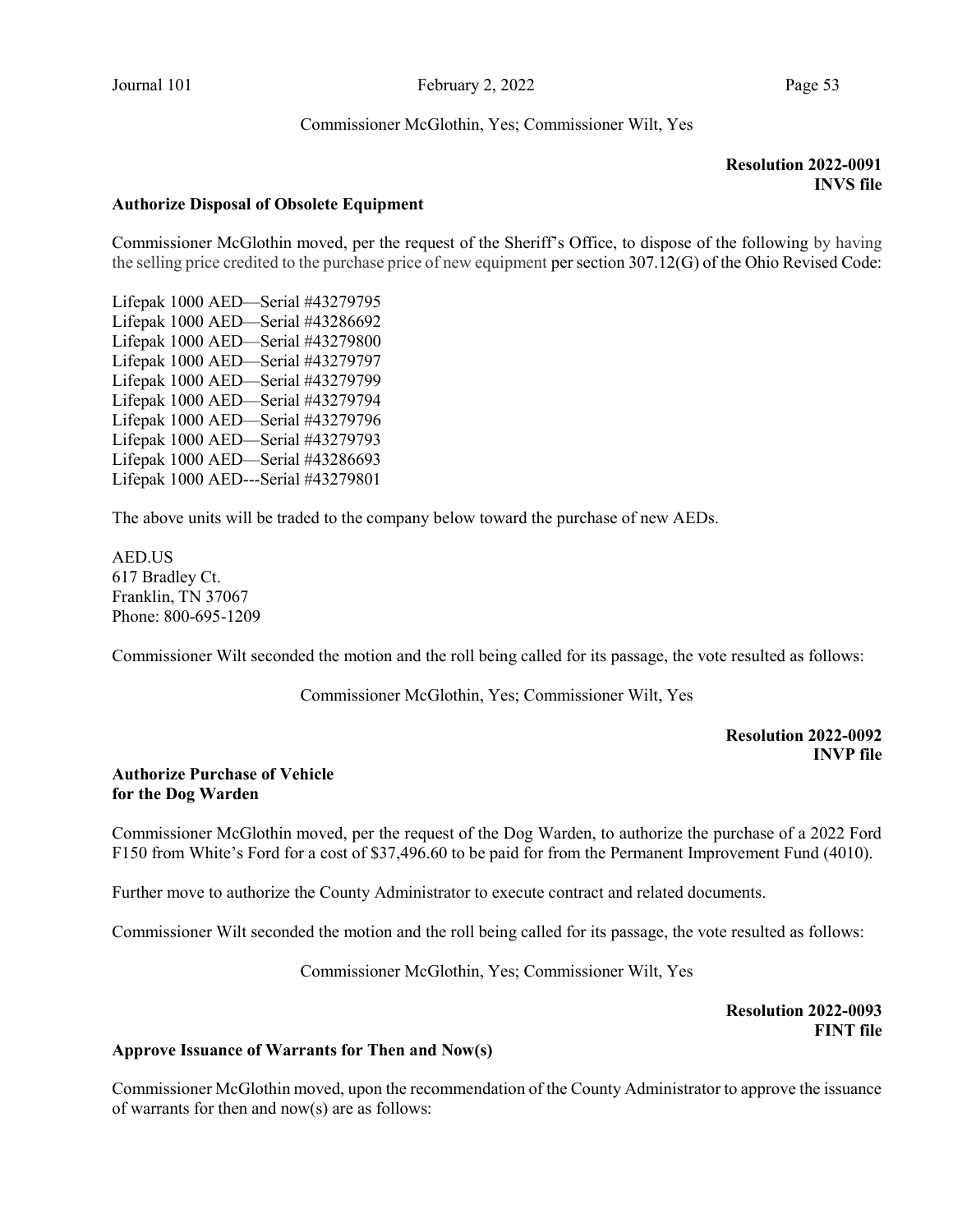Commissioner McGlothin, Yes; Commissioner Wilt, Yes

**Resolution 2022-0091**
**INVS file**

**Authorize Disposal of Obsolete Equipment**

Commissioner McGlothin moved, per the request of the Sheriff's Office, to dispose of the following by having the selling price credited to the purchase price of new equipment per section 307.12(G) of the Ohio Revised Code:

Lifepak 1000 AED—Serial #43279795
Lifepak 1000 AED—Serial #43286692
Lifepak 1000 AED—Serial #43279800
Lifepak 1000 AED—Serial #43279797
Lifepak 1000 AED—Serial #43279799
Lifepak 1000 AED—Serial #43279794
Lifepak 1000 AED—Serial #43279796
Lifepak 1000 AED—Serial #43279793
Lifepak 1000 AED—Serial #43286693
Lifepak 1000 AED---Serial #43279801

The above units will be traded to the company below toward the purchase of new AEDs.

AED.US
617 Bradley Ct.
Franklin, TN 37067
Phone: 800-695-1209

Commissioner Wilt seconded the motion and the roll being called for its passage, the vote resulted as follows:

Commissioner McGlothin, Yes; Commissioner Wilt, Yes

**Resolution 2022-0092**
**INVP file**

**Authorize Purchase of Vehicle for the Dog Warden**

Commissioner McGlothin moved, per the request of the Dog Warden, to authorize the purchase of a 2022 Ford F150 from White's Ford for a cost of $37,496.60 to be paid for from the Permanent Improvement Fund (4010).

Further move to authorize the County Administrator to execute contract and related documents.

Commissioner Wilt seconded the motion and the roll being called for its passage, the vote resulted as follows:

Commissioner McGlothin, Yes; Commissioner Wilt, Yes

**Resolution 2022-0093**
**FINT file**

**Approve Issuance of Warrants for Then and Now(s)**

Commissioner McGlothin moved, upon the recommendation of the County Administrator to approve the issuance of warrants for then and now(s) are as follows: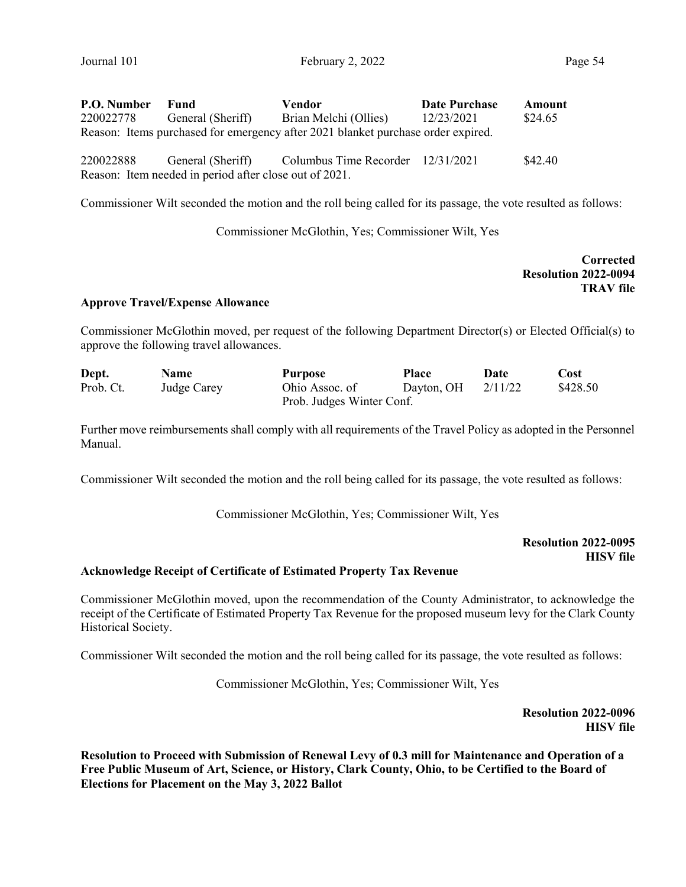| P.O. Number | Fund | Vendor | Date Purchase | Amount |
|---|---|---|---|---|
| 220022778 | General (Sheriff) | Brian Melchi (Ollies) | 12/23/2021 | $24.65 |

Reason: Items purchased for emergency after 2021 blanket purchase order expired.

| P.O. Number | Fund | Vendor | Date Purchase | Amount |
|---|---|---|---|---|
| 220022888 | General (Sheriff) | Columbus Time Recorder | 12/31/2021 | $42.40 |

Reason: Item needed in period after close out of 2021.

Commissioner Wilt seconded the motion and the roll being called for its passage, the vote resulted as follows:

Commissioner McGlothin, Yes; Commissioner Wilt, Yes

**Corrected**
**Resolution 2022-0094**
**TRAV file**

**Approve Travel/Expense Allowance**

Commissioner McGlothin moved, per request of the following Department Director(s) or Elected Official(s) to approve the following travel allowances.

| Dept. | Name | Purpose | Place | Date | Cost |
|---|---|---|---|---|---|
| Prob. Ct. | Judge Carey | Ohio Assoc. of Prob. Judges Winter Conf. | Dayton, OH | 2/11/22 | $428.50 |

Further move reimbursements shall comply with all requirements of the Travel Policy as adopted in the Personnel Manual.

Commissioner Wilt seconded the motion and the roll being called for its passage, the vote resulted as follows:

Commissioner McGlothin, Yes; Commissioner Wilt, Yes

**Resolution 2022-0095**
**HISV file**

**Acknowledge Receipt of Certificate of Estimated Property Tax Revenue**

Commissioner McGlothin moved, upon the recommendation of the County Administrator, to acknowledge the receipt of the Certificate of Estimated Property Tax Revenue for the proposed museum levy for the Clark County Historical Society.

Commissioner Wilt seconded the motion and the roll being called for its passage, the vote resulted as follows:

Commissioner McGlothin, Yes; Commissioner Wilt, Yes

**Resolution 2022-0096**
**HISV file**

**Resolution to Proceed with Submission of Renewal Levy of 0.3 mill for Maintenance and Operation of a Free Public Museum of Art, Science, or History, Clark County, Ohio, to be Certified to the Board of Elections for Placement on the May 3, 2022 Ballot**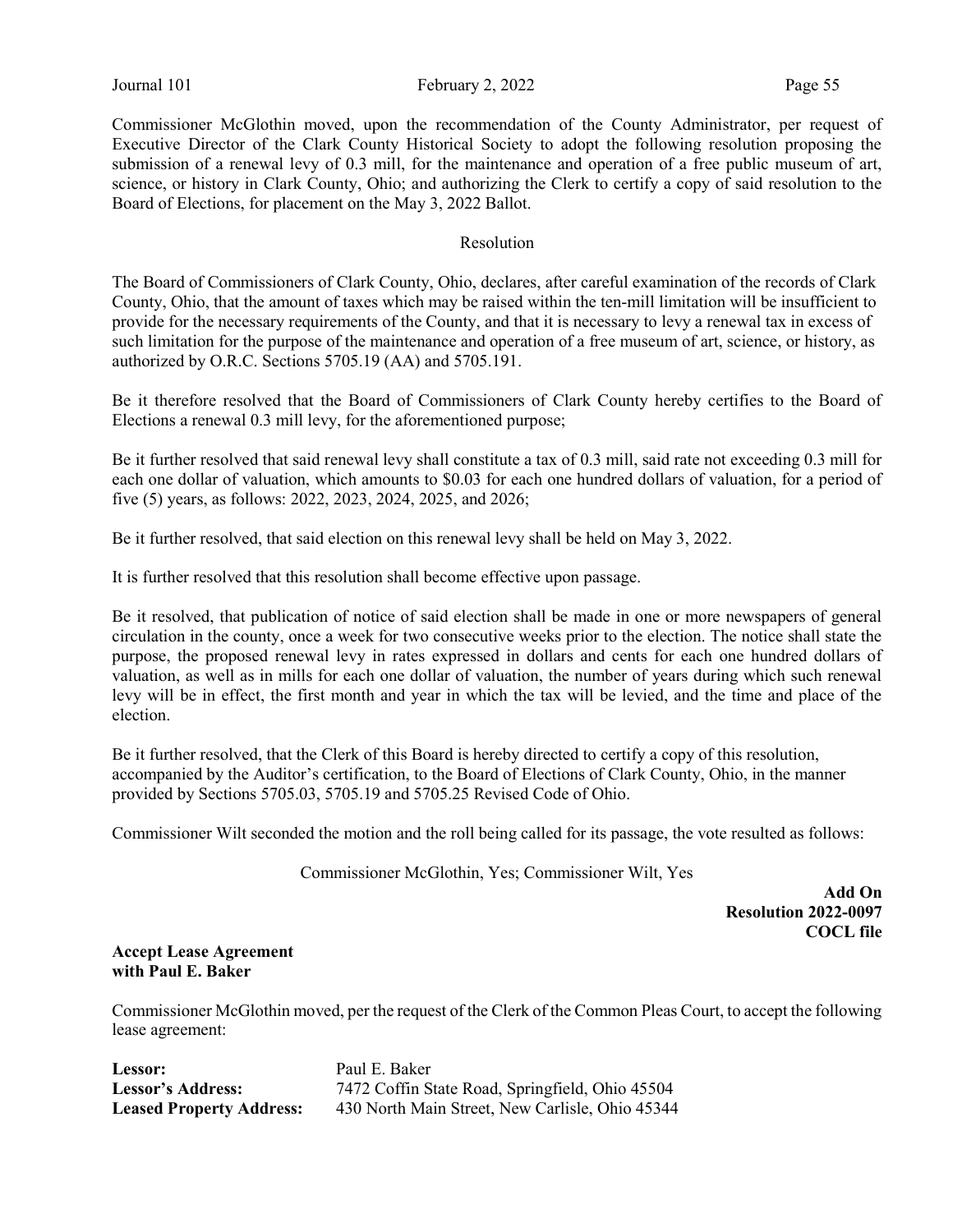Commissioner McGlothin moved, upon the recommendation of the County Administrator, per request of Executive Director of the Clark County Historical Society to adopt the following resolution proposing the submission of a renewal levy of 0.3 mill, for the maintenance and operation of a free public museum of art, science, or history in Clark County, Ohio; and authorizing the Clerk to certify a copy of said resolution to the Board of Elections, for placement on the May 3, 2022 Ballot.

Resolution

The Board of Commissioners of Clark County, Ohio, declares, after careful examination of the records of Clark County, Ohio, that the amount of taxes which may be raised within the ten-mill limitation will be insufficient to provide for the necessary requirements of the County, and that it is necessary to levy a renewal tax in excess of such limitation for the purpose of the maintenance and operation of a free museum of art, science, or history, as authorized by O.R.C. Sections 5705.19 (AA) and 5705.191.

Be it therefore resolved that the Board of Commissioners of Clark County hereby certifies to the Board of Elections a renewal 0.3 mill levy, for the aforementioned purpose;

Be it further resolved that said renewal levy shall constitute a tax of 0.3 mill, said rate not exceeding 0.3 mill for each one dollar of valuation, which amounts to $0.03 for each one hundred dollars of valuation, for a period of five (5) years, as follows: 2022, 2023, 2024, 2025, and 2026;

Be it further resolved, that said election on this renewal levy shall be held on May 3, 2022.

It is further resolved that this resolution shall become effective upon passage.

Be it resolved, that publication of notice of said election shall be made in one or more newspapers of general circulation in the county, once a week for two consecutive weeks prior to the election. The notice shall state the purpose, the proposed renewal levy in rates expressed in dollars and cents for each one hundred dollars of valuation, as well as in mills for each one dollar of valuation, the number of years during which such renewal levy will be in effect, the first month and year in which the tax will be levied, and the time and place of the election.

Be it further resolved, that the Clerk of this Board is hereby directed to certify a copy of this resolution, accompanied by the Auditor's certification, to the Board of Elections of Clark County, Ohio, in the manner provided by Sections 5705.03, 5705.19 and 5705.25 Revised Code of Ohio.

Commissioner Wilt seconded the motion and the roll being called for its passage, the vote resulted as follows:

Commissioner McGlothin, Yes; Commissioner Wilt, Yes

**Add On**
**Resolution 2022-0097**
**COCL file**

**Accept Lease Agreement with Paul E. Baker**

Commissioner McGlothin moved, per the request of the Clerk of the Common Pleas Court, to accept the following lease agreement:

**Lessor:** Paul E. Baker
**Lessor's Address:** 7472 Coffin State Road, Springfield, Ohio 45504
**Leased Property Address:** 430 North Main Street, New Carlisle, Ohio 45344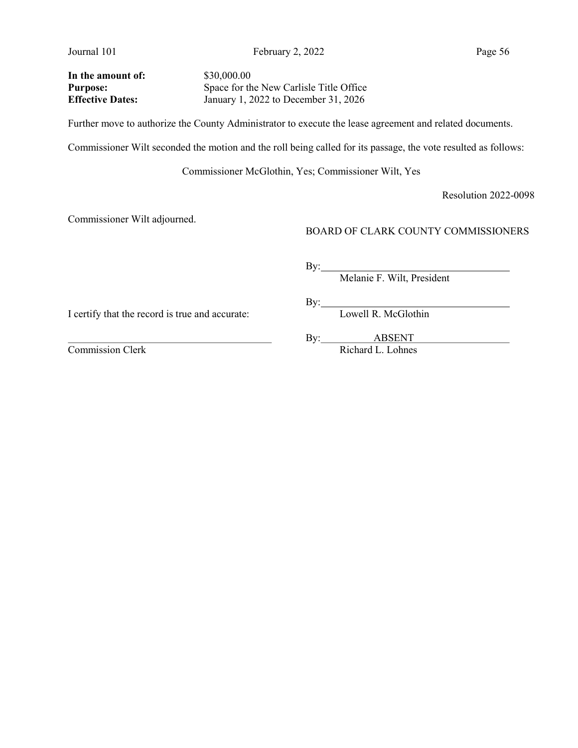**In the amount of:** $30,000.00
**Purpose:** Space for the New Carlisle Title Office
**Effective Dates:** January 1, 2022 to December 31, 2026

Further move to authorize the County Administrator to execute the lease agreement and related documents.

Commissioner Wilt seconded the motion and the roll being called for its passage, the vote resulted as follows:

Commissioner McGlothin, Yes; Commissioner Wilt, Yes

Resolution 2022-0098

Commissioner Wilt adjourned.

BOARD OF CLARK COUNTY COMMISSIONERS

By:\_\_\_\_\_\_\_\_\_\_\_\_\_\_\_\_\_\_\_\_\_\_\_\_\_\_\_\_\_\_\_\_
Melanie F. Wilt, President

By:\_\_\_\_\_\_\_\_\_\_\_\_\_\_\_\_\_\_\_\_\_\_\_\_\_\_\_\_\_\_\_\_
Lowell R. McGlothin

By: ABSENT
Richard L. Lohnes

I certify that the record is true and accurate:

\_\_\_\_\_\_\_\_\_\_\_\_\_\_\_\_\_\_\_\_\_\_\_\_\_\_\_\_\_\_\_\_
Commission Clerk